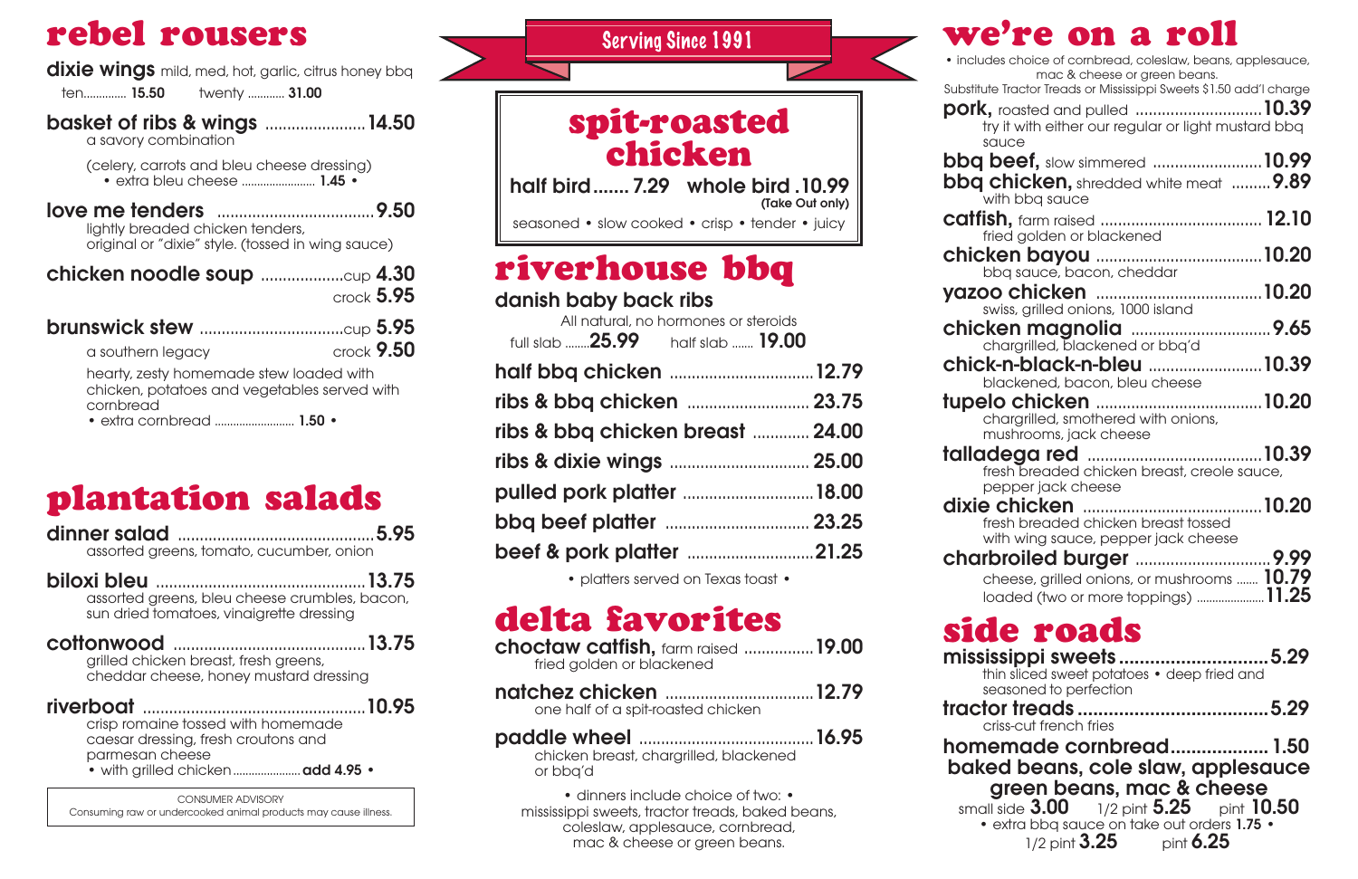# rebel rousers

**dixie wings** mild, med, hot, garlic, citrus honey bbq

ten.............. **15.50** twenty ............ **31.00**

**basket of ribs & wings** ....................... **14.50**
a savory combination

(celery, carrots and bleu cheese dressing)
• extra bleu cheese ........................ **1.45** •

**love me tenders** .................................... **9.50**
lightly breaded chicken tenders, original or "dixie" style. (tossed in wing sauce)

**chicken noodle soup** ...................cup **4.30**
crock **5.95**

**brunswick stew** .................................cup **5.95**
a southern legacy crock **9.50**

hearty, zesty homemade stew loaded with chicken, potatoes and vegetables served with cornbread
• extra cornbread .......................... **1.50** •

# plantation salads

**dinner salad** ............................................. **5.95**
assorted greens, tomato, cucumber, onion

**biloxi bleu** ................................................ **13.75**
assorted greens, bleu cheese crumbles, bacon, sun dried tomatoes, vinaigrette dressing

**cottonwood** ............................................. **13.75**
grilled chicken breast, fresh greens, cheddar cheese, honey mustard dressing

**riverboat** .................................................. **10.95**
crisp romaine tossed with homemade caesar dressing, fresh croutons and parmesan cheese
• with grilled chicken...................... **add 4.95** •

CONSUMER ADVISORY
Consuming raw or undercooked animal products may cause illness.

Serving Since 1991

# spit-roasted chicken

**half bird....... 7.29 whole bird .10.99**
**(Take Out only)**

seasoned • slow cooked • crisp • tender • juicy

# riverhouse bbq

**danish baby back ribs**
All natural, no hormones or steroids
full slab ........**25.99** half slab ....... **19.00**

**half bbq chicken** ................................ **12.79**

**ribs & bbq chicken** ........................... **23.75**

**ribs & bbq chicken breast** ............. **24.00**

**ribs & dixie wings** ............................. **25.00**

**pulled pork platter** ............................ **18.00**

**bbq beef platter** ................................ **23.25**

**beef & pork platter** ............................ **21.25**

• platters served on Texas toast •

# delta favorites

**choctaw catfish,** farm raised ................ **19.00**
fried golden or blackened

**natchez chicken** ................................. **12.79**
one half of a spit-roasted chicken

**paddle wheel** ...................................... **16.95**
chicken breast, chargrilled, blackened or bbq'd

• dinners include choice of two: •
mississippi sweets, tractor treads, baked beans, coleslaw, applesauce, cornbread, mac & cheese or green beans.

# we're on a roll

• includes choice of cornbread, coleslaw, beans, applesauce, mac & cheese or green beans.
Substitute Tractor Treads or Mississippi Sweets $1.50 add'l charge

**pork,** roasted and pulled ............................ **10.39**
try it with either our regular or light mustard bbq sauce

**bbq beef,** slow simmered ......................... **10.99**

**bbq chicken,** shredded white meat ......... **9.89**
with bbq sauce

**catfish,** farm raised .................................... **12.10**
fried golden or blackened

**chicken bayou** ........................................ **10.20**
bbq sauce, bacon, cheddar

**yazoo chicken** ......................................... **10.20**
swiss, grilled onions, 1000 island

**chicken magnolia** ................................. **9.65**
chargrilled, blackened or bbq'd

**chick-n-black-n-bleu** .......................... **10.39**
blackened, bacon, bleu cheese

**tupelo chicken** ....................................... **10.20**
chargrilled, smothered with onions, mushrooms, jack cheese

**talladega red** .......................................... **10.39**
fresh breaded chicken breast, creole sauce, pepper jack cheese

**dixie chicken** ........................................... **10.20**
fresh breaded chicken breast tossed with wing sauce, pepper jack cheese

**charbroiled burger** ................................ **9.99**
cheese, grilled onions, or mushrooms ....... **10.79**
loaded (two or more toppings) ...................... **11.25**

# side roads

**mississippi sweets**............................. **5.29**
thin sliced sweet potatoes • deep fried and seasoned to perfection

**tractor treads**...................................... **5.29**
criss-cut french fries

**homemade cornbread**.................. **1.50**

**baked beans, cole slaw, applesauce green beans, mac & cheese**
small side **3.00** 1/2 pint **5.25** pint **10.50**

• extra bbq sauce on take out orders **1.75** •
1/2 pint **3.25** pint **6.25**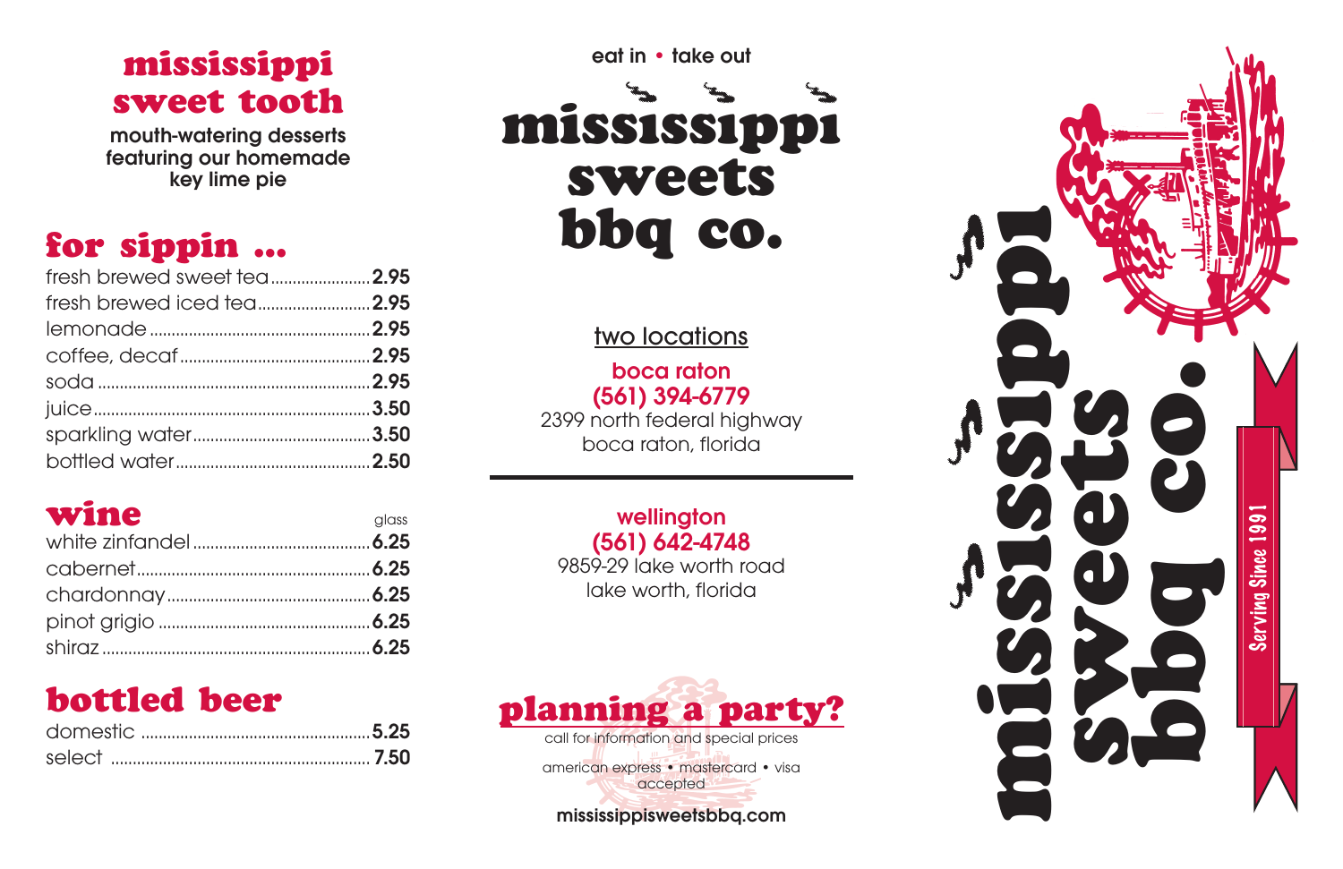## mississippi sweet tooth

mouth-watering desserts featuring our homemade key lime pie

## for sippin ...

| | |
|---|---|
| fresh brewed sweet tea | 2.95 |
| fresh brewed iced tea | 2.95 |
| lemonade | 2.95 |
| coffee, decaf | 2.95 |
| soda | 2.95 |
| juice | 3.50 |
| sparkling water | 3.50 |
| bottled water | 2.50 |

## wine

| | glass |
|---|---|
| white zinfandel | 6.25 |
| cabernet | 6.25 |
| chardonnay | 6.25 |
| pinot grigio | 6.25 |
| shiraz | 6.25 |

## bottled beer

| | |
|---|---|
| domestic | 5.25 |
| select | 7.50 |

eat in • take out

# mississippi sweets bbq co.

two locations

**boca raton**
**(561) 394-6779**
2399 north federal highway
boca raton, florida

**wellington**
**(561) 642-4748**
9859-29 lake worth road
lake worth, florida

## planning a party?

call for information and special prices

american express • mastercard • visa accepted

mississippisweetsbbq.com

# mississippi sweets bbq co.

Serving Since 1991